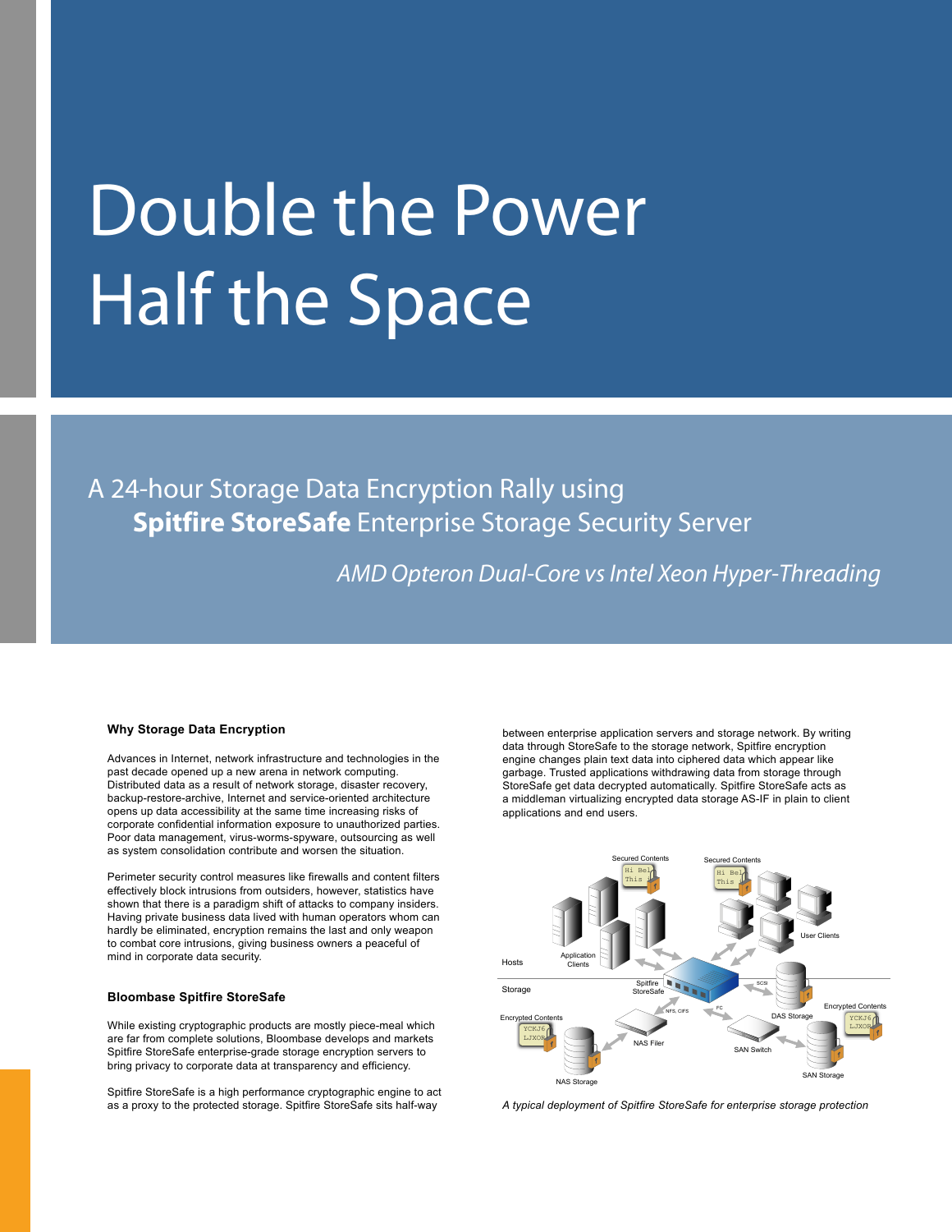# Double the Power Half the Space

## A 24-hour Storage Data Encryption Rally using **Spitfire StoreSafe** Enterprise Storage Security Server

*AMD Opteron Dual-Core vs Intel Xeon Hyper-Threading*

### Why Storage Data Encryption

Advances in Internet, network infrastructure and technologies in the past decade opened up a new arena in network computing. Distributed data as a result of network storage, disaster recovery, backup-restore-archive, Internet and service-oriented architecture opens up data accessibility at the same time increasing risks of corporate confidential information exposure to unauthorized parties. Poor data management, virus-worms-spyware, outsourcing as well as system consolidation contribute and worsen the situation.

Perimeter security control measures like firewalls and content filters effectively block intrusions from outsiders, however, statistics have shown that there is a paradigm shift of attacks to company insiders. Having private business data lived with human operators whom can hardly be eliminated, encryption remains the last and only weapon to combat core intrusions, giving business owners a peaceful of mind in corporate data security.

### Bloombase Spitfire StoreSafe

While existing cryptographic products are mostly piece-meal which are far from complete solutions, Bloombase develops and markets Spitfire StoreSafe enterprise-grade storage encryption servers to bring privacy to corporate data at transparency and efficiency.

Spitfire StoreSafe is a high performance cryptographic engine to act as a proxy to the protected storage. Spitfire StoreSafe sits half-way between enterprise application servers and storage network. By writing data through StoreSafe to the storage network, Spitfire encryption engine changes plain text data into ciphered data which appear like garbage. Trusted applications withdrawing data from storage through StoreSafe get data decrypted automatically. Spitfire StoreSafe acts as a middleman virtualizing encrypted data storage AS-IF in plain to client applications and end users.

*A typical deployment of Spitfire StoreSafe for enterprise storage protection*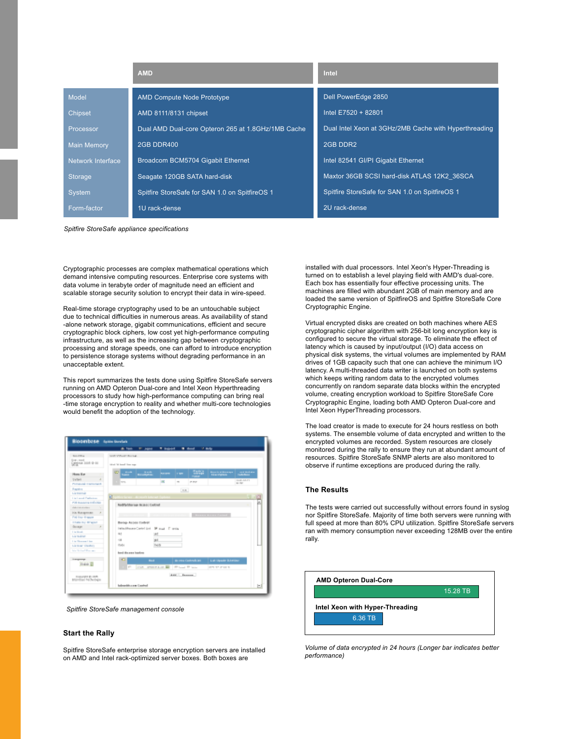| | AMD | Intel |
|---|---|---|
| Model | AMD Compute Node Prototype | Dell PowerEdge 2850 |
| Chipset | AMD 8111/8131 chipset | Intel E7520 + 82801 |
| Processor | Dual AMD Dual-core Opteron 265 at 1.8GHz/1MB Cache | Dual Intel Xeon at 3GHz/2MB Cache with Hyperthreading |
| Main Memory | 2GB DDR400 | 2GB DDR2 |
| Network Interface | Broadcom BCM5704 Gigabit Ethernet | Intel 82541 GI/PI Gigabit Ethernet |
| Storage | Seagate 120GB SATA hard-disk | Maxtor 36GB SCSI hard-disk ATLAS 12K2_36SCA |
| System | Spitfire StoreSafe for SAN 1.0 on SpitfireOS 1 | Spitfire StoreSafe for SAN 1.0 on SpitfireOS 1 |
| Form-factor | 1U rack-dense | 2U rack-dense |

*Spitfire StoreSafe appliance specifications*

Cryptographic processes are complex mathematical operations which demand intensive computing resources. Enterprise core systems with data volume in terabyte order of magnitude need an efficient and scalable storage security solution to encrypt their data in wire-speed.

Real-time storage cryptography used to be an untouchable subject due to technical difficulties in numerous areas. As availability of stand-alone network storage, gigabit communications, efficient and secure cryptographic block ciphers, low cost yet high-performance computing infrastructure, as well as the increasing gap between cryptographic processing and storage speeds, one can afford to introduce encryption to persistence storage systems without degrading performance in an unacceptable extent.

This report summarizes the tests done using Spitfire StoreSafe servers running on AMD Opteron Dual-core and Intel Xeon Hyperthreading processors to study how high-performance computing can bring real-time storage encryption to reality and whether multi-core technologies would benefit the adoption of the technology.

*Spitfire StoreSafe management console*

## Start the Rally

Spitfire StoreSafe enterprise storage encryption servers are installed on AMD and Intel rack-optimized server boxes. Both boxes are installed with dual processors. Intel Xeon's Hyper-Threading is turned on to establish a level playing field with AMD's dual-core. Each box has essentially four effective processing units. The machines are filled with abundant 2GB of main memory and are loaded the same version of SpitfireOS and Spitfire StoreSafe Core Cryptographic Engine.

Virtual encrypted disks are created on both machines where AES cryptographic cipher algorithm with 256-bit long encryption key is configured to secure the virtual storage. To eliminate the effect of latency which is caused by input/output (I/O) data access on physical disk systems, the virtual volumes are implemented by RAM drives of 1GB capacity such that one can achieve the minimum I/O latency. A multi-threaded data writer is launched on both systems which keeps writing random data to the encrypted volumes concurrently on random separate data blocks within the encrypted volume, creating encryption workload to Spitfire StoreSafe Core Cryptographic Engine, loading both AMD Opteron Dual-core and Intel Xeon HyperThreading processors.

The load creator is made to execute for 24 hours restless on both systems. The ensemble volume of data encrypted and written to the encrypted volumes are recorded. System resources are closely monitored during the rally to ensure they run at abundant amount of resources. Spitfire StoreSafe SNMP alerts are also monitored to observe if runtime exceptions are produced during the rally.

## The Results

The tests were carried out successfully without errors found in syslog nor Spitfire StoreSafe. Majority of time both servers were running with full speed at more than 80% CPU utilization. Spitfire StoreSafe servers ran with memory consumption never exceeding 128MB over the entire rally.

| | |
|---|---|
| **AMD Opteron Dual-Core** | 15.28 TB |
| **Intel Xeon with Hyper-Threading** | 6.36 TB |

*Volume of data encrypted in 24 hours (Longer bar indicates better performance)*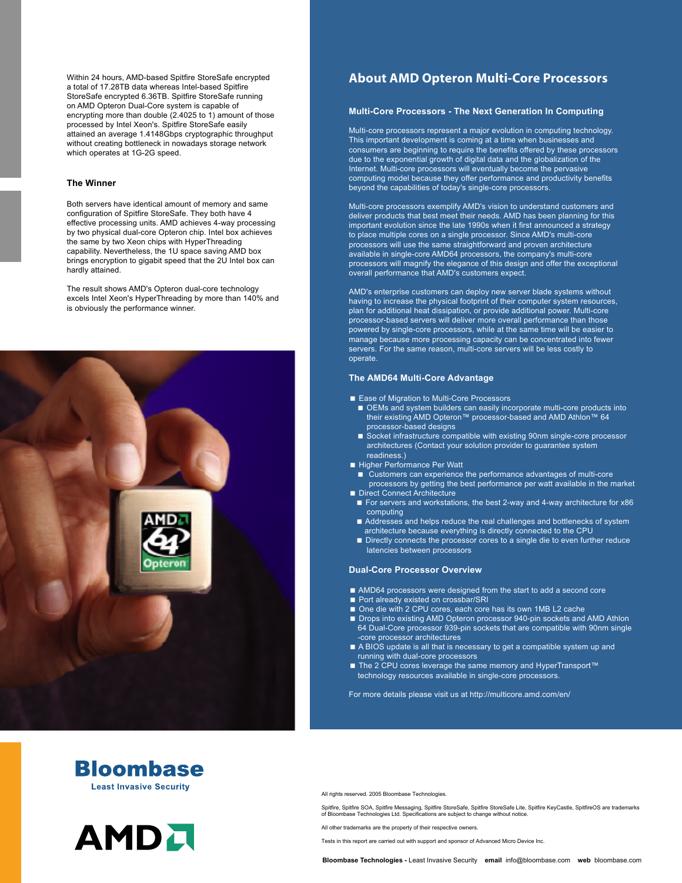Within 24 hours, AMD-based Spitfire StoreSafe encrypted a total of 17.28TB data whereas Intel-based Spitfire StoreSafe encrypted 6.36TB. Spitfire StoreSafe running on AMD Opteron Dual-Core system is capable of encrypting more than double (2.4025 to 1) amount of those processed by Intel Xeon's. Spitfire StoreSafe easily attained an average 1.4148Gbps cryptographic throughput without creating bottleneck in nowadays storage network which operates at 1G-2G speed.

### The Winner

Both servers have identical amount of memory and same configuration of Spitfire StoreSafe. They both have 4 effective processing units. AMD achieves 4-way processing by two physical dual-core Opteron chip. Intel box achieves the same by two Xeon chips with HyperThreading capability. Nevertheless, the 1U space saving AMD box brings encryption to gigabit speed that the 2U Intel box can hardly attained.

The result shows AMD's Opteron dual-core technology excels Intel Xeon's HyperThreading by more than 140% and is obviously the performance winner.

## About AMD Opteron Multi-Core Processors

### Multi-Core Processors - The Next Generation In Computing

Multi-core processors represent a major evolution in computing technology. This important development is coming at a time when businesses and consumers are beginning to require the benefits offered by these processors due to the exponential growth of digital data and the globalization of the Internet. Multi-core processors will eventually become the pervasive computing model because they offer performance and productivity benefits beyond the capabilities of today's single-core processors.

Multi-core processors exemplify AMD's vision to understand customers and deliver products that best meet their needs. AMD has been planning for this important evolution since the late 1990s when it first announced a strategy to place multiple cores on a single processor. Since AMD's multi-core processors will use the same straightforward and proven architecture available in single-core AMD64 processors, the company's multi-core processors will magnify the elegance of this design and offer the exceptional overall performance that AMD's customers expect.

AMD's enterprise customers can deploy new server blade systems without having to increase the physical footprint of their computer system resources, plan for additional heat dissipation, or provide additional power. Multi-core processor-based servers will deliver more overall performance than those powered by single-core processors, while at the same time will be easier to manage because more processing capacity can be concentrated into fewer servers. For the same reason, multi-core servers will be less costly to operate.

### The AMD64 Multi-Core Advantage

- Ease of Migration to Multi-Core Processors
  - OEMs and system builders can easily incorporate multi-core products into their existing AMD Opteron™ processor-based and AMD Athlon™ 64 processor-based designs
  - Socket infrastructure compatible with existing 90nm single-core processor architectures (Contact your solution provider to guarantee system readiness.)
- Higher Performance Per Watt
  - Customers can experience the performance advantages of multi-core processors by getting the best performance per watt available in the market
- Direct Connect Architecture
  - For servers and workstations, the best 2-way and 4-way architecture for x86 computing
  - Addresses and helps reduce the real challenges and bottlenecks of system architecture because everything is directly connected to the CPU
  - Directly connects the processor cores to a single die to even further reduce latencies between processors

### Dual-Core Processor Overview

- AMD64 processors were designed from the start to add a second core
- Port already existed on crossbar/SRI
- One die with 2 CPU cores, each core has its own 1MB L2 cache
- Drops into existing AMD Opteron processor 940-pin sockets and AMD Athlon 64 Dual-Core processor 939-pin sockets that are compatible with 90nm single -core processor architectures
- A BIOS update is all that is necessary to get a compatible system up and running with dual-core processors
- The 2 CPU cores leverage the same memory and HyperTransport™ technology resources available in single-core processors.

For more details please visit us at http://multicore.amd.com/en/

**Bloombase**
Least Invasive Security

AMD

All rights reserved. 2005 Bloombase Technologies.

Spitfire, Spitfire SOA, Spitfire Messaging, Spitfire StoreSafe, Spitfire StoreSafe Lite, Spitfire KeyCastle, SpitfireOS are trademarks of Bloombase Technologies Ltd. Specifications are subject to change without notice.

All other trademarks are the property of their respective owners.

Tests in this report are carried out with support and sponsor of Advanced Micro Device Inc.

**Bloombase Technologies -** Least Invasive Security **email** info@bloombase.com **web** bloombase.com